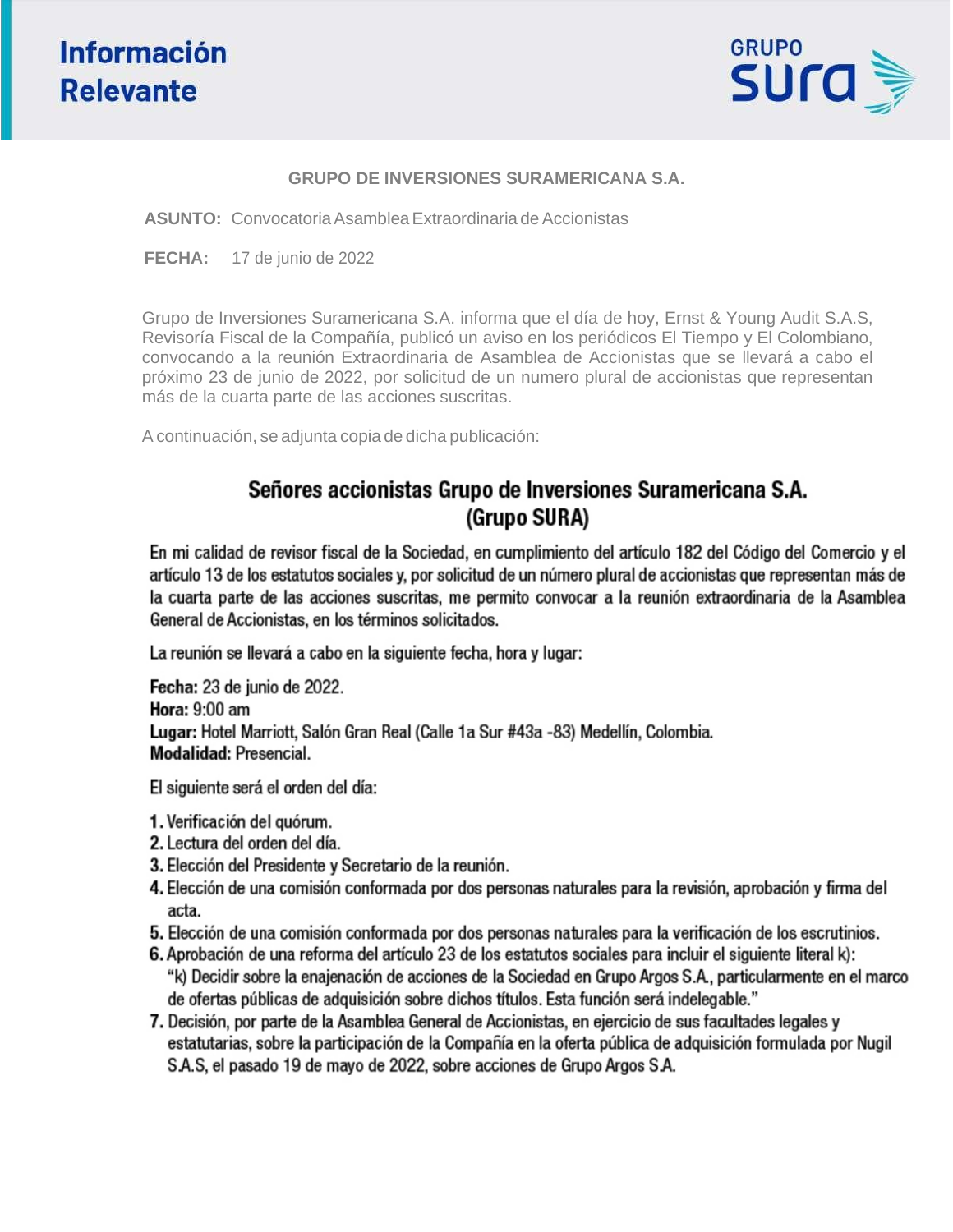# Información Relevante

GRUPO SURA

**GRUPO DE INVERSIONES SURAMERICANA S.A.**

**ASUNTO:** Convocatoria Asamblea Extraordinaria de Accionistas

**FECHA:** 17 de junio de 2022

Grupo de Inversiones Suramericana S.A. informa que el día de hoy, Ernst & Young Audit S.A.S, Revisoría Fiscal de la Compañía, publicó un aviso en los periódicos El Tiempo y El Colombiano, convocando a la reunión Extraordinaria de Asamblea de Accionistas que se llevará a cabo el próximo 23 de junio de 2022, por solicitud de un numero plural de accionistas que representan más de la cuarta parte de las acciones suscritas.

A continuación, se adjunta copia de dicha publicación:

## Señores accionistas Grupo de Inversiones Suramericana S.A. (Grupo SURA)

En mi calidad de revisor fiscal de la Sociedad, en cumplimiento del artículo 182 del Código del Comercio y el artículo 13 de los estatutos sociales y, por solicitud de un número plural de accionistas que representan más de la cuarta parte de las acciones suscritas, me permito convocar a la reunión extraordinaria de la Asamblea General de Accionistas, en los términos solicitados.

La reunión se llevará a cabo en la siguiente fecha, hora y lugar:

**Fecha:** 23 de junio de 2022.
**Hora:** 9:00 am
**Lugar:** Hotel Marriott, Salón Gran Real (Calle 1a Sur #43a -83) Medellín, Colombia.
**Modalidad:** Presencial.

El siguiente será el orden del día:

1. Verificación del quórum.
2. Lectura del orden del día.
3. Elección del Presidente y Secretario de la reunión.
4. Elección de una comisión conformada por dos personas naturales para la revisión, aprobación y firma del acta.
5. Elección de una comisión conformada por dos personas naturales para la verificación de los escrutinios.
6. Aprobación de una reforma del artículo 23 de los estatutos sociales para incluir el siguiente literal k):
   "k) Decidir sobre la enajenación de acciones de la Sociedad en Grupo Argos S.A., particularmente en el marco de ofertas públicas de adquisición sobre dichos títulos. Esta función será indelegable."
7. Decisión, por parte de la Asamblea General de Accionistas, en ejercicio de sus facultades legales y estatutarias, sobre la participación de la Compañía en la oferta pública de adquisición formulada por Nugil S.A.S, el pasado 19 de mayo de 2022, sobre acciones de Grupo Argos S.A.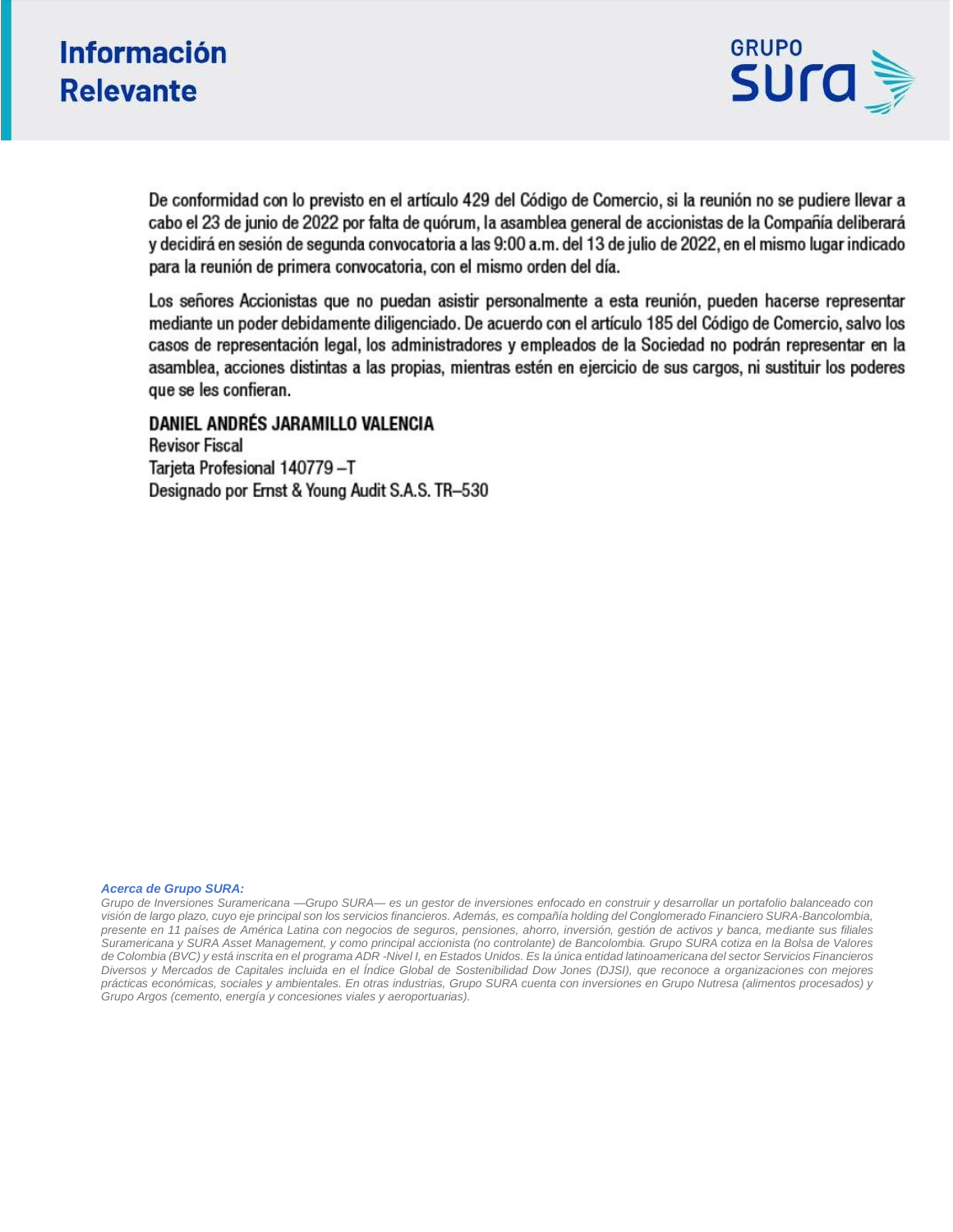De conformidad con lo previsto en el artículo 429 del Código de Comercio, si la reunión no se pudiere llevar a cabo el 23 de junio de 2022 por falta de quórum, la asamblea general de accionistas de la Compañía deliberará y decidirá en sesión de segunda convocatoria a las 9:00 a.m. del 13 de julio de 2022, en el mismo lugar indicado para la reunión de primera convocatoria, con el mismo orden del día.

Los señores Accionistas que no puedan asistir personalmente a esta reunión, pueden hacerse representar mediante un poder debidamente diligenciado. De acuerdo con el artículo 185 del Código de Comercio, salvo los casos de representación legal, los administradores y empleados de la Sociedad no podrán representar en la asamblea, acciones distintas a las propias, mientras estén en ejercicio de sus cargos, ni sustituir los poderes que se les confieran.

**DANIEL ANDRÉS JARAMILLO VALENCIA**
Revisor Fiscal
Tarjeta Profesional 140779 –T
Designado por Ernst & Young Audit S.A.S. TR–530

***Acerca de Grupo SURA:***

*Grupo de Inversiones Suramericana —Grupo SURA— es un gestor de inversiones enfocado en construir y desarrollar un portafolio balanceado con visión de largo plazo, cuyo eje principal son los servicios financieros. Además, es compañía holding del Conglomerado Financiero SURA-Bancolombia, presente en 11 países de América Latina con negocios de seguros, pensiones, ahorro, inversión, gestión de activos y banca, mediante sus filiales Suramericana y SURA Asset Management, y como principal accionista (no controlante) de Bancolombia. Grupo SURA cotiza en la Bolsa de Valores de Colombia (BVC) y está inscrita en el programa ADR -Nivel I, en Estados Unidos. Es la única entidad latinoamericana del sector Servicios Financieros Diversos y Mercados de Capitales incluida en el Índice Global de Sostenibilidad Dow Jones (DJSI), que reconoce a organizaciones con mejores prácticas económicas, sociales y ambientales. En otras industrias, Grupo SURA cuenta con inversiones en Grupo Nutresa (alimentos procesados) y Grupo Argos (cemento, energía y concesiones viales y aeroportuarias).*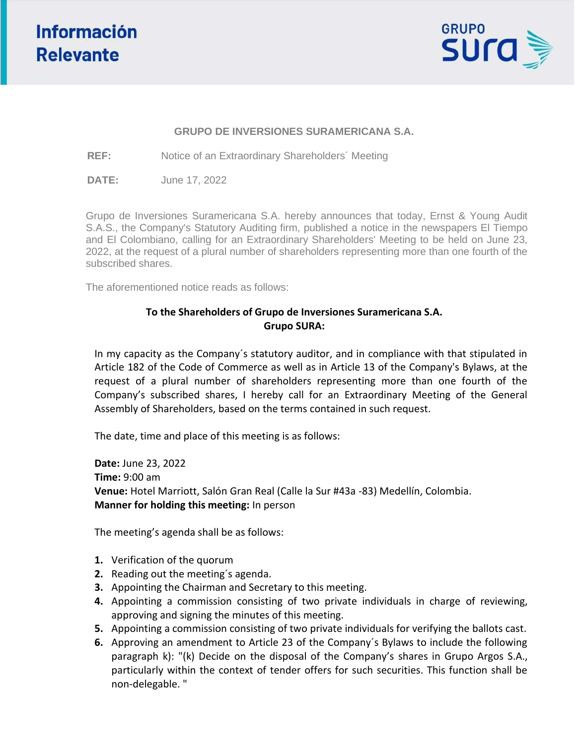# Información Relevante

GRUPO SURA

**GRUPO DE INVERSIONES SURAMERICANA S.A.**

**REF:** Notice of an Extraordinary Shareholders´ Meeting

**DATE:** June 17, 2022

Grupo de Inversiones Suramericana S.A. hereby announces that today, Ernst & Young Audit S.A.S., the Company's Statutory Auditing firm, published a notice in the newspapers El Tiempo and El Colombiano, calling for an Extraordinary Shareholders' Meeting to be held on June 23, 2022, at the request of a plural number of shareholders representing more than one fourth of the subscribed shares.

The aforementioned notice reads as follows:

**To the Shareholders of Grupo de Inversiones Suramericana S.A.**
**Grupo SURA:**

In my capacity as the Company´s statutory auditor, and in compliance with that stipulated in Article 182 of the Code of Commerce as well as in Article 13 of the Company's Bylaws, at the request of a plural number of shareholders representing more than one fourth of the Company's subscribed shares, I hereby call for an Extraordinary Meeting of the General Assembly of Shareholders, based on the terms contained in such request.

The date, time and place of this meeting is as follows:

**Date:** June 23, 2022
**Time:** 9:00 am
**Venue:** Hotel Marriott, Salón Gran Real (Calle la Sur #43a -83) Medellín, Colombia.
**Manner for holding this meeting:** In person

The meeting's agenda shall be as follows:

1. Verification of the quorum
2. Reading out the meeting´s agenda.
3. Appointing the Chairman and Secretary to this meeting.
4. Appointing a commission consisting of two private individuals in charge of reviewing, approving and signing the minutes of this meeting.
5. Appointing a commission consisting of two private individuals for verifying the ballots cast.
6. Approving an amendment to Article 23 of the Company´s Bylaws to include the following paragraph k): "(k) Decide on the disposal of the Company's shares in Grupo Argos S.A., particularly within the context of tender offers for such securities. This function shall be non-delegable. "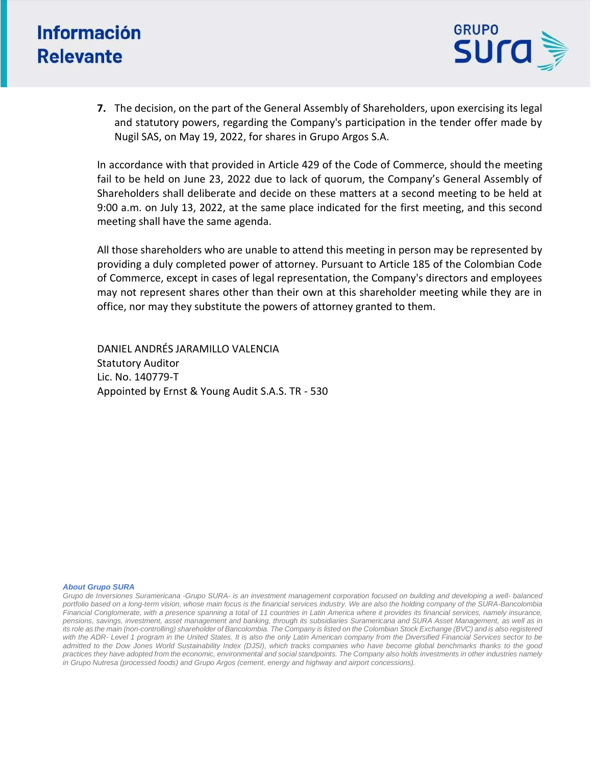7. The decision, on the part of the General Assembly of Shareholders, upon exercising its legal and statutory powers, regarding the Company's participation in the tender offer made by Nugil SAS, on May 19, 2022, for shares in Grupo Argos S.A.

In accordance with that provided in Article 429 of the Code of Commerce, should the meeting fail to be held on June 23, 2022 due to lack of quorum, the Company's General Assembly of Shareholders shall deliberate and decide on these matters at a second meeting to be held at 9:00 a.m. on July 13, 2022, at the same place indicated for the first meeting, and this second meeting shall have the same agenda.

All those shareholders who are unable to attend this meeting in person may be represented by providing a duly completed power of attorney. Pursuant to Article 185 of the Colombian Code of Commerce, except in cases of legal representation, the Company's directors and employees may not represent shares other than their own at this shareholder meeting while they are in office, nor may they substitute the powers of attorney granted to them.

DANIEL ANDRÉS JARAMILLO VALENCIA
Statutory Auditor
Lic. No. 140779-T
Appointed by Ernst & Young Audit S.A.S. TR - 530

***About Grupo SURA***

*Grupo de Inversiones Suramericana -Grupo SURA- is an investment management corporation focused on building and developing a well- balanced portfolio based on a long-term vision, whose main focus is the financial services industry. We are also the holding company of the SURA-Bancolombia Financial Conglomerate, with a presence spanning a total of 11 countries in Latin America where it provides its financial services, namely insurance, pensions, savings, investment, asset management and banking, through its subsidiaries Suramericana and SURA Asset Management, as well as in its role as the main (non-controlling) shareholder of Bancolombia. The Company is listed on the Colombian Stock Exchange (BVC) and is also registered with the ADR- Level 1 program in the United States. It is also the only Latin American company from the Diversified Financial Services sector to be admitted to the Dow Jones World Sustainability Index (DJSI), which tracks companies who have become global benchmarks thanks to the good practices they have adopted from the economic, environmental and social standpoints. The Company also holds investments in other industries namely in Grupo Nutresa (processed foods) and Grupo Argos (cement, energy and highway and airport concessions).*